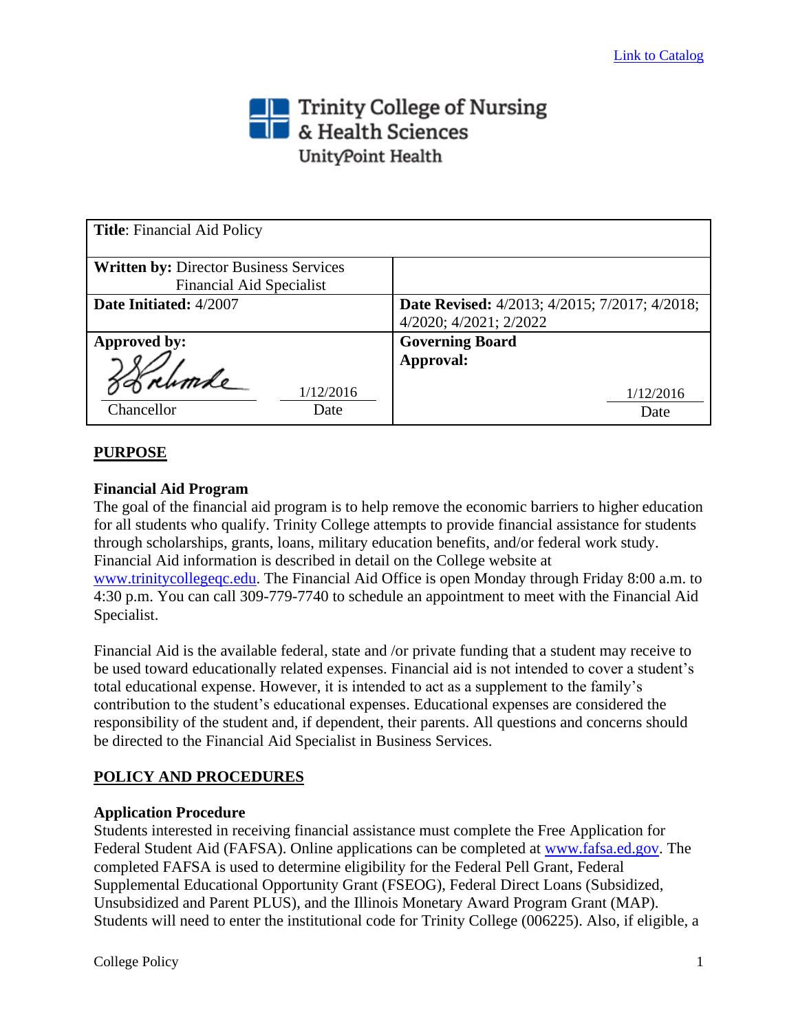[Link to Catalog]

Trinity College of Nursing & Health Sciences
UnityPoint Health

| **Title**: Financial Aid Policy | |
|---|---|
| **Written by:** Director Business Services<br>Financial Aid Specialist | |
| **Date Initiated:** 4/2007 | **Date Revised:** 4/2013; 4/2015; 7/2017; 4/2018; 4/2020; 4/2021; 2/2022 |
| **Approved by:**<br>Chancellor 1/12/2016 Date | **Governing Board Approval:**<br>1/12/2016 Date |

## PURPOSE

### Financial Aid Program

The goal of the financial aid program is to help remove the economic barriers to higher education for all students who qualify. Trinity College attempts to provide financial assistance for students through scholarships, grants, loans, military education benefits, and/or federal work study. Financial Aid information is described in detail on the College website at www.trinitycollegeqc.edu. The Financial Aid Office is open Monday through Friday 8:00 a.m. to 4:30 p.m. You can call 309-779-7740 to schedule an appointment to meet with the Financial Aid Specialist.

Financial Aid is the available federal, state and /or private funding that a student may receive to be used toward educationally related expenses. Financial aid is not intended to cover a student's total educational expense. However, it is intended to act as a supplement to the family's contribution to the student's educational expenses. Educational expenses are considered the responsibility of the student and, if dependent, their parents. All questions and concerns should be directed to the Financial Aid Specialist in Business Services.

## POLICY AND PROCEDURES

### Application Procedure

Students interested in receiving financial assistance must complete the Free Application for Federal Student Aid (FAFSA). Online applications can be completed at www.fafsa.ed.gov. The completed FAFSA is used to determine eligibility for the Federal Pell Grant, Federal Supplemental Educational Opportunity Grant (FSEOG), Federal Direct Loans (Subsidized, Unsubsidized and Parent PLUS), and the Illinois Monetary Award Program Grant (MAP). Students will need to enter the institutional code for Trinity College (006225). Also, if eligible, a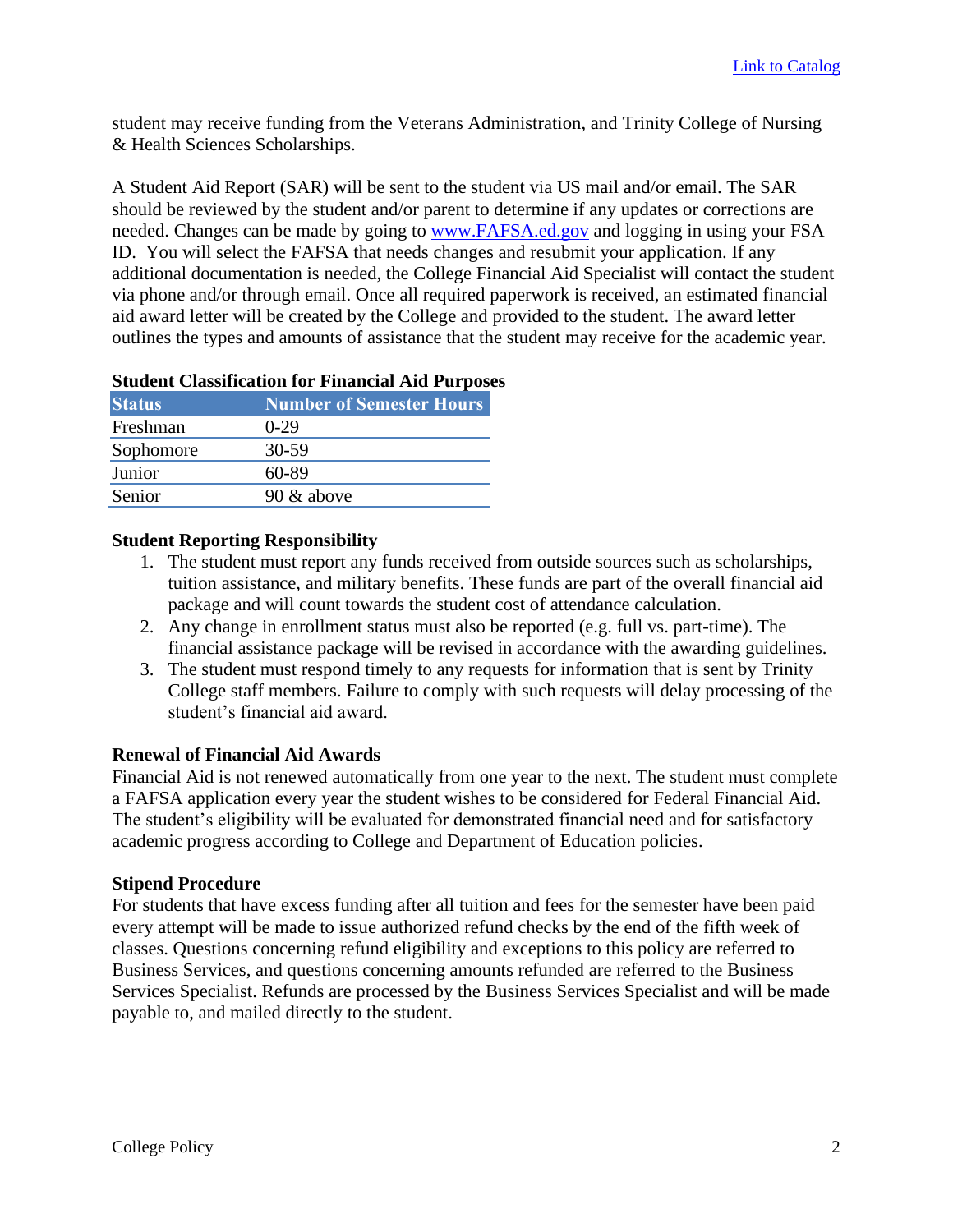student may receive funding from the Veterans Administration, and Trinity College of Nursing & Health Sciences Scholarships.

A Student Aid Report (SAR) will be sent to the student via US mail and/or email. The SAR should be reviewed by the student and/or parent to determine if any updates or corrections are needed. Changes can be made by going to [www.FAFSA.ed.gov](http://www.FAFSA.ed.gov) and logging in using your FSA ID. You will select the FAFSA that needs changes and resubmit your application. If any additional documentation is needed, the College Financial Aid Specialist will contact the student via phone and/or through email. Once all required paperwork is received, an estimated financial aid award letter will be created by the College and provided to the student. The award letter outlines the types and amounts of assistance that the student may receive for the academic year.

**Student Classification for Financial Aid Purposes**

| Status | Number of Semester Hours |
|---|---|
| Freshman | 0-29 |
| Sophomore | 30-59 |
| Junior | 60-89 |
| Senior | 90 & above |

**Student Reporting Responsibility**

1. The student must report any funds received from outside sources such as scholarships, tuition assistance, and military benefits. These funds are part of the overall financial aid package and will count towards the student cost of attendance calculation.
2. Any change in enrollment status must also be reported (e.g. full vs. part-time). The financial assistance package will be revised in accordance with the awarding guidelines.
3. The student must respond timely to any requests for information that is sent by Trinity College staff members. Failure to comply with such requests will delay processing of the student's financial aid award.

**Renewal of Financial Aid Awards**

Financial Aid is not renewed automatically from one year to the next. The student must complete a FAFSA application every year the student wishes to be considered for Federal Financial Aid. The student's eligibility will be evaluated for demonstrated financial need and for satisfactory academic progress according to College and Department of Education policies.

**Stipend Procedure**

For students that have excess funding after all tuition and fees for the semester have been paid every attempt will be made to issue authorized refund checks by the end of the fifth week of classes. Questions concerning refund eligibility and exceptions to this policy are referred to Business Services, and questions concerning amounts refunded are referred to the Business Services Specialist. Refunds are processed by the Business Services Specialist and will be made payable to, and mailed directly to the student.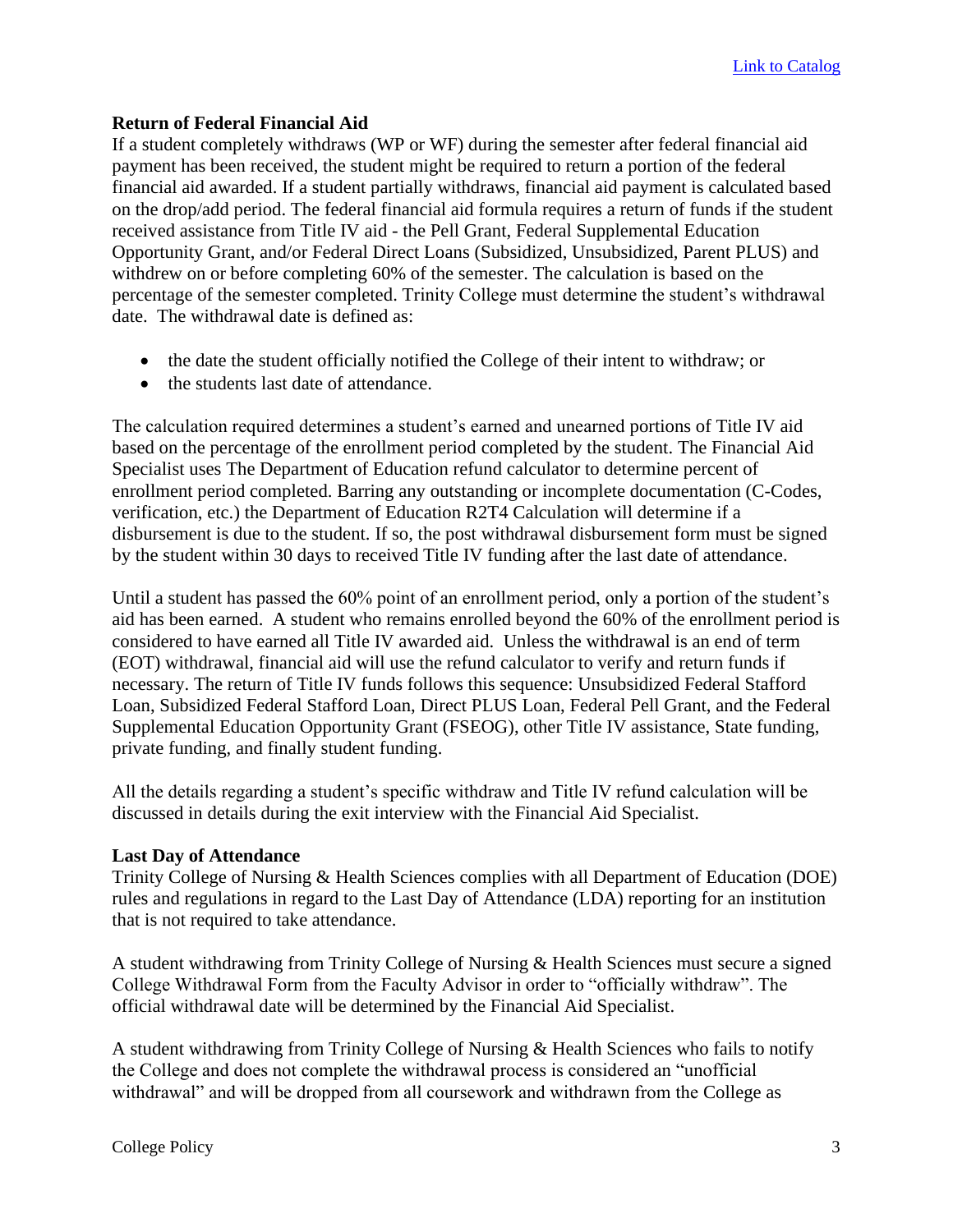[Link to Catalog]

**Return of Federal Financial Aid**

If a student completely withdraws (WP or WF) during the semester after federal financial aid payment has been received, the student might be required to return a portion of the federal financial aid awarded. If a student partially withdraws, financial aid payment is calculated based on the drop/add period. The federal financial aid formula requires a return of funds if the student received assistance from Title IV aid - the Pell Grant, Federal Supplemental Education Opportunity Grant, and/or Federal Direct Loans (Subsidized, Unsubsidized, Parent PLUS) and withdrew on or before completing 60% of the semester. The calculation is based on the percentage of the semester completed. Trinity College must determine the student's withdrawal date. The withdrawal date is defined as:

- the date the student officially notified the College of their intent to withdraw; or
- the students last date of attendance.

The calculation required determines a student's earned and unearned portions of Title IV aid based on the percentage of the enrollment period completed by the student. The Financial Aid Specialist uses The Department of Education refund calculator to determine percent of enrollment period completed. Barring any outstanding or incomplete documentation (C-Codes, verification, etc.) the Department of Education R2T4 Calculation will determine if a disbursement is due to the student. If so, the post withdrawal disbursement form must be signed by the student within 30 days to received Title IV funding after the last date of attendance.

Until a student has passed the 60% point of an enrollment period, only a portion of the student's aid has been earned. A student who remains enrolled beyond the 60% of the enrollment period is considered to have earned all Title IV awarded aid. Unless the withdrawal is an end of term (EOT) withdrawal, financial aid will use the refund calculator to verify and return funds if necessary. The return of Title IV funds follows this sequence: Unsubsidized Federal Stafford Loan, Subsidized Federal Stafford Loan, Direct PLUS Loan, Federal Pell Grant, and the Federal Supplemental Education Opportunity Grant (FSEOG), other Title IV assistance, State funding, private funding, and finally student funding.

All the details regarding a student's specific withdraw and Title IV refund calculation will be discussed in details during the exit interview with the Financial Aid Specialist.

**Last Day of Attendance**

Trinity College of Nursing & Health Sciences complies with all Department of Education (DOE) rules and regulations in regard to the Last Day of Attendance (LDA) reporting for an institution that is not required to take attendance.

A student withdrawing from Trinity College of Nursing & Health Sciences must secure a signed College Withdrawal Form from the Faculty Advisor in order to "officially withdraw". The official withdrawal date will be determined by the Financial Aid Specialist.

A student withdrawing from Trinity College of Nursing & Health Sciences who fails to notify the College and does not complete the withdrawal process is considered an "unofficial withdrawal" and will be dropped from all coursework and withdrawn from the College as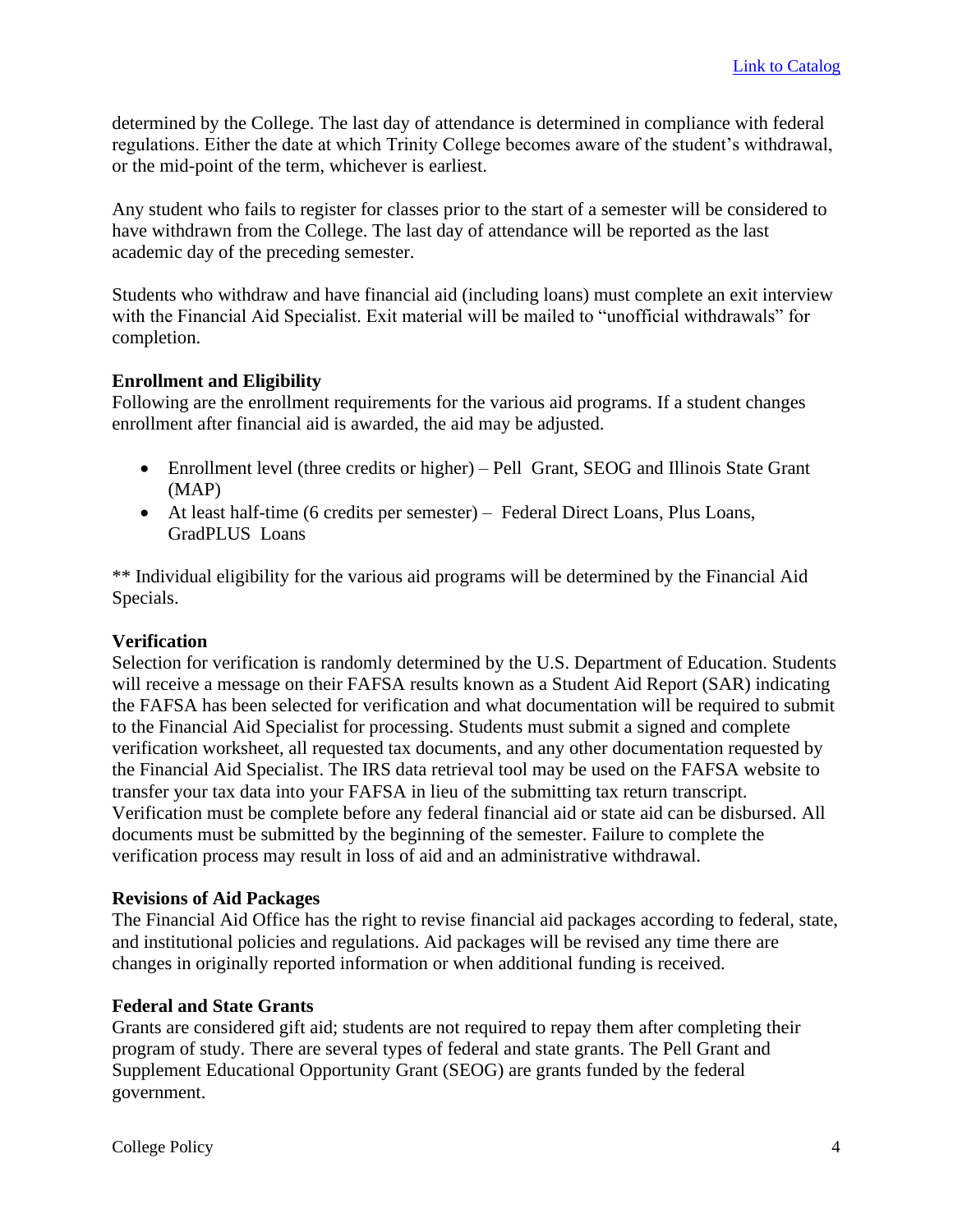determined by the College. The last day of attendance is determined in compliance with federal regulations. Either the date at which Trinity College becomes aware of the student's withdrawal, or the mid-point of the term, whichever is earliest.

Any student who fails to register for classes prior to the start of a semester will be considered to have withdrawn from the College. The last day of attendance will be reported as the last academic day of the preceding semester.

Students who withdraw and have financial aid (including loans) must complete an exit interview with the Financial Aid Specialist. Exit material will be mailed to "unofficial withdrawals" for completion.

**Enrollment and Eligibility**
Following are the enrollment requirements for the various aid programs. If a student changes enrollment after financial aid is awarded, the aid may be adjusted.

- Enrollment level (three credits or higher) – Pell Grant, SEOG and Illinois State Grant (MAP)
- At least half-time (6 credits per semester) – Federal Direct Loans, Plus Loans, GradPLUS Loans

** Individual eligibility for the various aid programs will be determined by the Financial Aid Specials.

**Verification**
Selection for verification is randomly determined by the U.S. Department of Education. Students will receive a message on their FAFSA results known as a Student Aid Report (SAR) indicating the FAFSA has been selected for verification and what documentation will be required to submit to the Financial Aid Specialist for processing. Students must submit a signed and complete verification worksheet, all requested tax documents, and any other documentation requested by the Financial Aid Specialist. The IRS data retrieval tool may be used on the FAFSA website to transfer your tax data into your FAFSA in lieu of the submitting tax return transcript. Verification must be complete before any federal financial aid or state aid can be disbursed. All documents must be submitted by the beginning of the semester. Failure to complete the verification process may result in loss of aid and an administrative withdrawal.

**Revisions of Aid Packages**
The Financial Aid Office has the right to revise financial aid packages according to federal, state, and institutional policies and regulations. Aid packages will be revised any time there are changes in originally reported information or when additional funding is received.

**Federal and State Grants**
Grants are considered gift aid; students are not required to repay them after completing their program of study. There are several types of federal and state grants. The Pell Grant and Supplement Educational Opportunity Grant (SEOG) are grants funded by the federal government.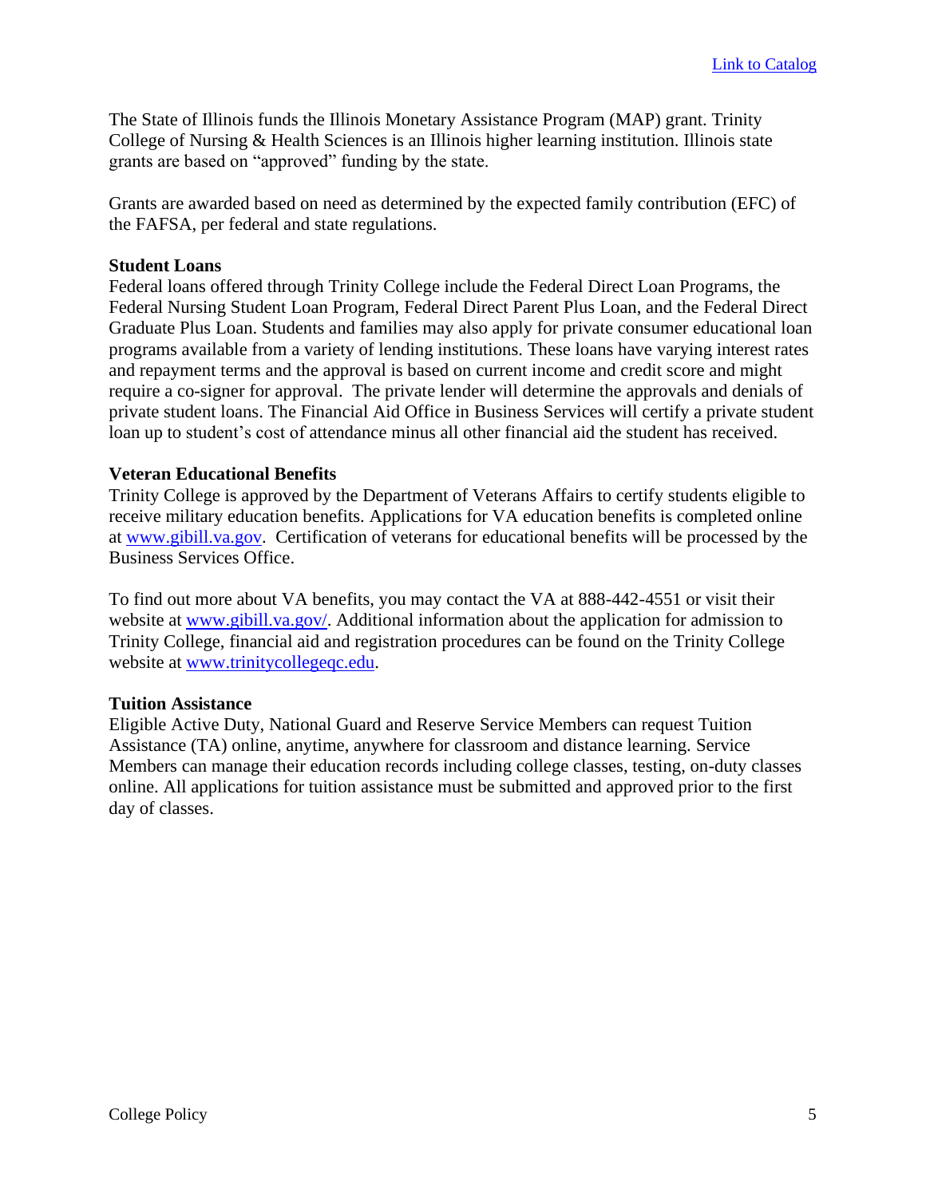[Link to Catalog](Link to Catalog)

The State of Illinois funds the Illinois Monetary Assistance Program (MAP) grant. Trinity College of Nursing & Health Sciences is an Illinois higher learning institution. Illinois state grants are based on "approved" funding by the state.

Grants are awarded based on need as determined by the expected family contribution (EFC) of the FAFSA, per federal and state regulations.

**Student Loans**

Federal loans offered through Trinity College include the Federal Direct Loan Programs, the Federal Nursing Student Loan Program, Federal Direct Parent Plus Loan, and the Federal Direct Graduate Plus Loan. Students and families may also apply for private consumer educational loan programs available from a variety of lending institutions. These loans have varying interest rates and repayment terms and the approval is based on current income and credit score and might require a co-signer for approval. The private lender will determine the approvals and denials of private student loans. The Financial Aid Office in Business Services will certify a private student loan up to student's cost of attendance minus all other financial aid the student has received.

**Veteran Educational Benefits**

Trinity College is approved by the Department of Veterans Affairs to certify students eligible to receive military education benefits. Applications for VA education benefits is completed online at www.gibill.va.gov. Certification of veterans for educational benefits will be processed by the Business Services Office.

To find out more about VA benefits, you may contact the VA at 888-442-4551 or visit their website at www.gibill.va.gov/. Additional information about the application for admission to Trinity College, financial aid and registration procedures can be found on the Trinity College website at www.trinitycollegeqc.edu.

**Tuition Assistance**

Eligible Active Duty, National Guard and Reserve Service Members can request Tuition Assistance (TA) online, anytime, anywhere for classroom and distance learning. Service Members can manage their education records including college classes, testing, on-duty classes online. All applications for tuition assistance must be submitted and approved prior to the first day of classes.